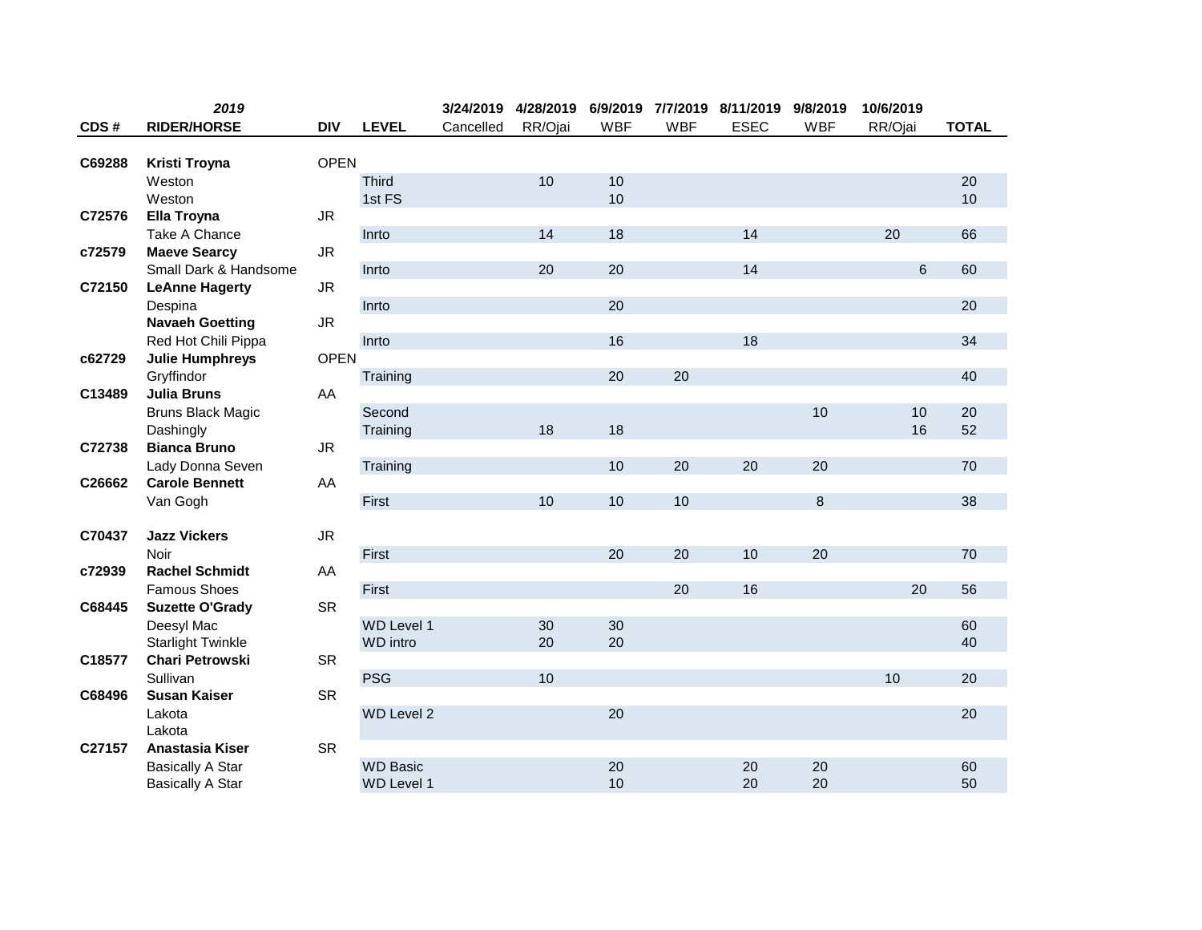| CDS # | 2019<br>RIDER/HORSE | DIV | LEVEL | 3/24/2019<br>Cancelled | 4/28/2019<br>RR/Ojai | 6/9/2019<br>WBF | 7/7/2019<br>WBF | 8/11/2019<br>ESEC | 9/8/2019<br>WBF | 10/6/2019<br>RR/Ojai | TOTAL |
|---|---|---|---|---|---|---|---|---|---|---|---|
| C69288 | **Kristi Troyna** | OPEN | | | | | | | | | |
| | Weston | | Third | | 10 | 10 | | | | | 20 |
| | Weston | | 1st FS | | | 10 | | | | | 10 |
| C72576 | **Ella Troyna** | JR | | | | | | | | | |
| | Take A Chance | | Inrto | | 14 | 18 | | 14 | | 20 | 66 |
| c72579 | **Maeve Searcy** | JR | | | | | | | | | |
| | Small Dark & Handsome | | Inrto | | 20 | 20 | | 14 | | 6 | 60 |
| C72150 | **LeAnne Hagerty** | JR | | | | | | | | | |
| | Despina | | Inrto | | | 20 | | | | | 20 |
| | **Navaeh Goetting** | JR | | | | | | | | | |
| | Red Hot Chili Pippa | | Inrto | | | 16 | | 18 | | | 34 |
| c62729 | **Julie Humphreys** | OPEN | | | | | | | | | |
| | Gryffindor | | Training | | | 20 | 20 | | | | 40 |
| C13489 | **Julia Bruns** | AA | | | | | | | | | |
| | Bruns Black Magic | | Second | | | | | | 10 | 10 | 20 |
| | Dashingly | | Training | | 18 | 18 | | | | 16 | 52 |
| C72738 | **Bianca Bruno** | JR | | | | | | | | | |
| | Lady Donna Seven | | Training | | | 10 | 20 | 20 | 20 | | 70 |
| C26662 | **Carole Bennett** | AA | | | | | | | | | |
| | Van Gogh | | First | | 10 | 10 | 10 | | 8 | | 38 |
| C70437 | **Jazz Vickers** | JR | | | | | | | | | |
| | Noir | | First | | | 20 | 20 | 10 | 20 | | 70 |
| c72939 | **Rachel Schmidt** | AA | | | | | | | | | |
| | Famous Shoes | | First | | | | 20 | 16 | | 20 | 56 |
| C68445 | **Suzette O'Grady** | SR | | | | | | | | | |
| | Deesyl Mac | | WD Level 1 | | 30 | 30 | | | | | 60 |
| | Starlight Twinkle | | WD intro | | 20 | 20 | | | | | 40 |
| C18577 | **Chari Petrowski** | SR | | | | | | | | | |
| | Sullivan | | PSG | | 10 | | | | | 10 | 20 |
| C68496 | **Susan Kaiser** | SR | | | | | | | | | |
| | Lakota | | WD Level 2 | | | 20 | | | | | 20 |
| | Lakota | | | | | | | | | | |
| C27157 | **Anastasia Kiser** | SR | | | | | | | | | |
| | Basically A Star | | WD Basic | | | 20 | | 20 | 20 | | 60 |
| | Basically A Star | | WD Level 1 | | | 10 | | 20 | 20 | | 50 |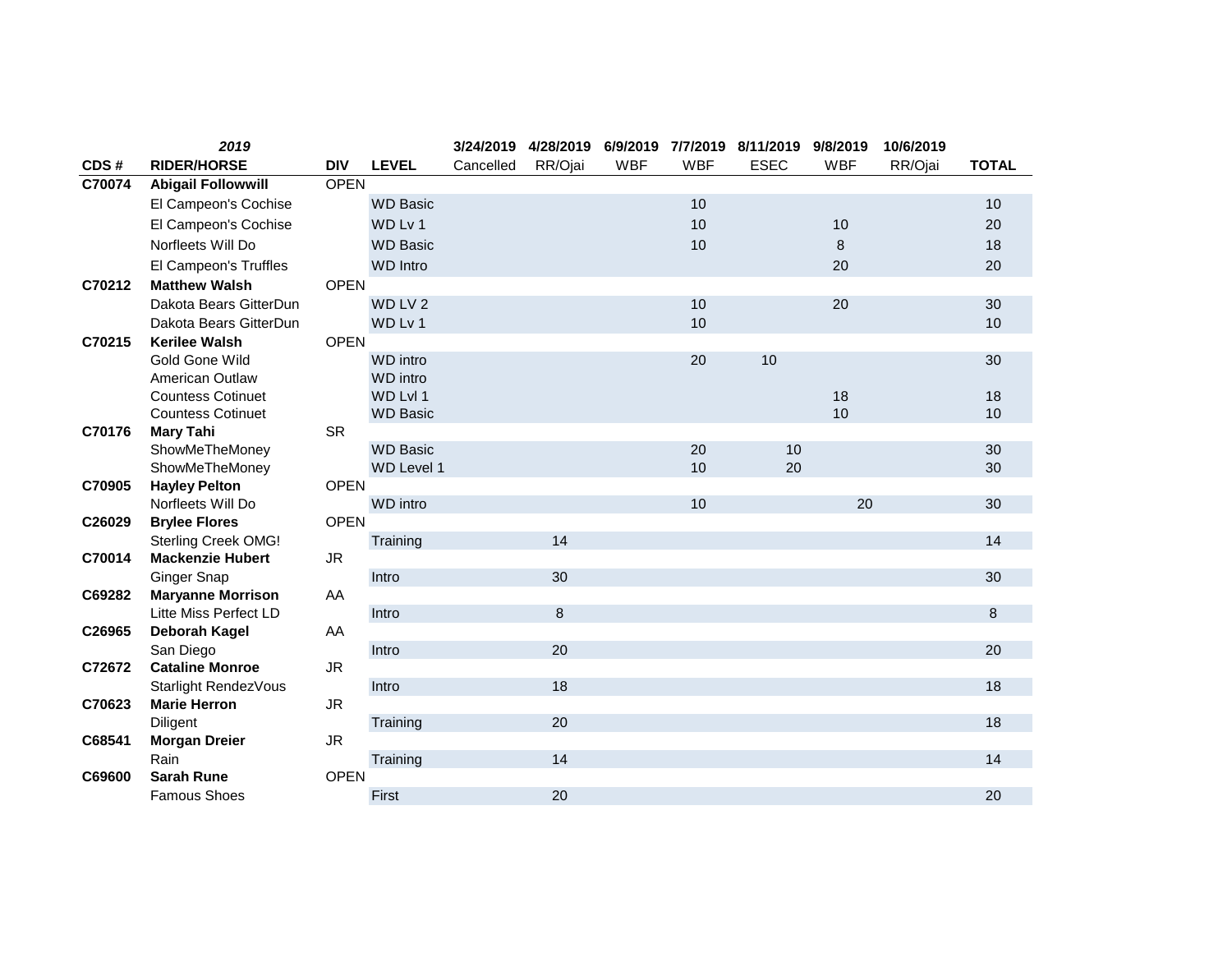| | 2019 | | | 3/24/2019 | 4/28/2019 | 6/9/2019 | 7/7/2019 | 8/11/2019 | 9/8/2019 | 10/6/2019 | |
|---|---|---|---|---|---|---|---|---|---|---|---|
| **CDS #** | **RIDER/HORSE** | **DIV** | **LEVEL** | Cancelled | RR/Ojai | WBF | WBF | ESEC | WBF | RR/Ojai | **TOTAL** |
| **C70074** | **Abigail Followwill** | OPEN | | | | | | | | | |
| | El Campeon's Cochise | | WD Basic | | | | 10 | | | | 10 |
| | El Campeon's Cochise | | WD Lv 1 | | | | 10 | | 10 | | 20 |
| | Norfleets Will Do | | WD Basic | | | | 10 | | 8 | | 18 |
| | El Campeon's Truffles | | WD Intro | | | | | | 20 | | 20 |
| **C70212** | **Matthew Walsh** | OPEN | | | | | | | | | |
| | Dakota Bears GitterDun | | WD LV 2 | | | | 10 | | 20 | | 30 |
| | Dakota Bears GitterDun | | WD Lv 1 | | | | 10 | | | | 10 |
| **C70215** | **Kerilee Walsh** | OPEN | | | | | | | | | |
| | Gold Gone Wild | | WD intro | | | | 20 | 10 | | | 30 |
| | American Outlaw | | WD intro | | | | | | | | |
| | Countess Cotinuet | | WD Lvl 1 | | | | | | 18 | | 18 |
| | Countess Cotinuet | | WD Basic | | | | | | 10 | | 10 |
| **C70176** | **Mary Tahi** | SR | | | | | | | | | |
| | ShowMeTheMoney | | WD Basic | | | | 20 | 10 | | | 30 |
| | ShowMeTheMoney | | WD Level 1 | | | | 10 | 20 | | | 30 |
| **C70905** | **Hayley Pelton** | OPEN | | | | | | | | | |
| | Norfleets Will Do | | WD intro | | | | 10 | | 20 | | 30 |
| **C26029** | **Brylee Flores** | OPEN | | | | | | | | | |
| | Sterling Creek OMG! | | Training | | 14 | | | | | | 14 |
| **C70014** | **Mackenzie Hubert** | JR | | | | | | | | | |
| | Ginger Snap | | Intro | | 30 | | | | | | 30 |
| **C69282** | **Maryanne Morrison** | AA | | | | | | | | | |
| | Litte Miss Perfect LD | | Intro | | 8 | | | | | | 8 |
| **C26965** | **Deborah Kagel** | AA | | | | | | | | | |
| | San Diego | | Intro | | 20 | | | | | | 20 |
| **C72672** | **Cataline Monroe** | JR | | | | | | | | | |
| | Starlight RendezVous | | Intro | | 18 | | | | | | 18 |
| **C70623** | **Marie Herron** | JR | | | | | | | | | |
| | Diligent | | Training | | 20 | | | | | | 18 |
| **C68541** | **Morgan Dreier** | JR | | | | | | | | | |
| | Rain | | Training | | 14 | | | | | | 14 |
| **C69600** | **Sarah Rune** | OPEN | | | | | | | | | |
| | Famous Shoes | | First | | 20 | | | | | | 20 |